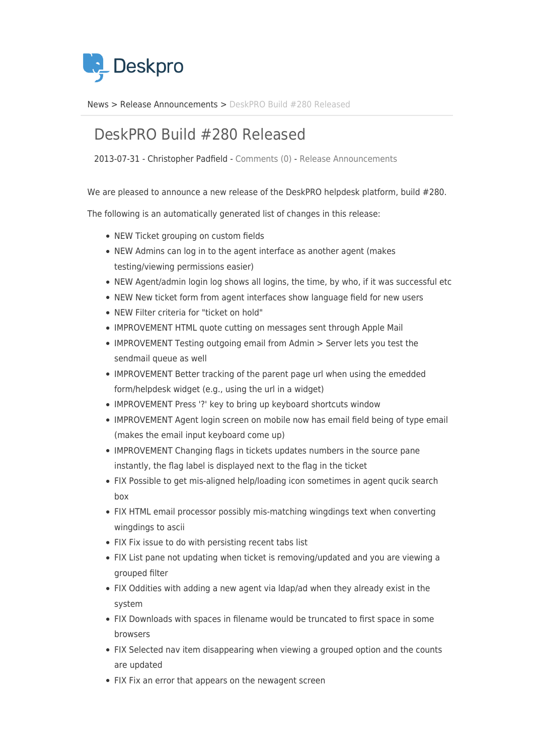Deskpro

News > Release Announcements > DeskPRO Build #280 Released

# DeskPRO Build #280 Released

2013-07-31 - Christopher Padfield - Comments (0) - Release Announcements

We are pleased to announce a new release of the DeskPRO helpdesk platform, build #280.

The following is an automatically generated list of changes in this release:

- NEW Ticket grouping on custom fields
- NEW Admins can log in to the agent interface as another agent (makes testing/viewing permissions easier)
- NEW Agent/admin login log shows all logins, the time, by who, if it was successful etc
- NEW New ticket form from agent interfaces show language field for new users
- NEW Filter criteria for "ticket on hold"
- IMPROVEMENT HTML quote cutting on messages sent through Apple Mail
- IMPROVEMENT Testing outgoing email from Admin > Server lets you test the sendmail queue as well
- IMPROVEMENT Better tracking of the parent page url when using the emedded form/helpdesk widget (e.g., using the url in a widget)
- IMPROVEMENT Press '?' key to bring up keyboard shortcuts window
- IMPROVEMENT Agent login screen on mobile now has email field being of type email (makes the email input keyboard come up)
- IMPROVEMENT Changing flags in tickets updates numbers in the source pane instantly, the flag label is displayed next to the flag in the ticket
- FIX Possible to get mis-aligned help/loading icon sometimes in agent qucik search box
- FIX HTML email processor possibly mis-matching wingdings text when converting wingdings to ascii
- FIX Fix issue to do with persisting recent tabs list
- FIX List pane not updating when ticket is removing/updated and you are viewing a grouped filter
- FIX Oddities with adding a new agent via ldap/ad when they already exist in the system
- FIX Downloads with spaces in filename would be truncated to first space in some browsers
- FIX Selected nav item disappearing when viewing a grouped option and the counts are updated
- FIX Fix an error that appears on the newagent screen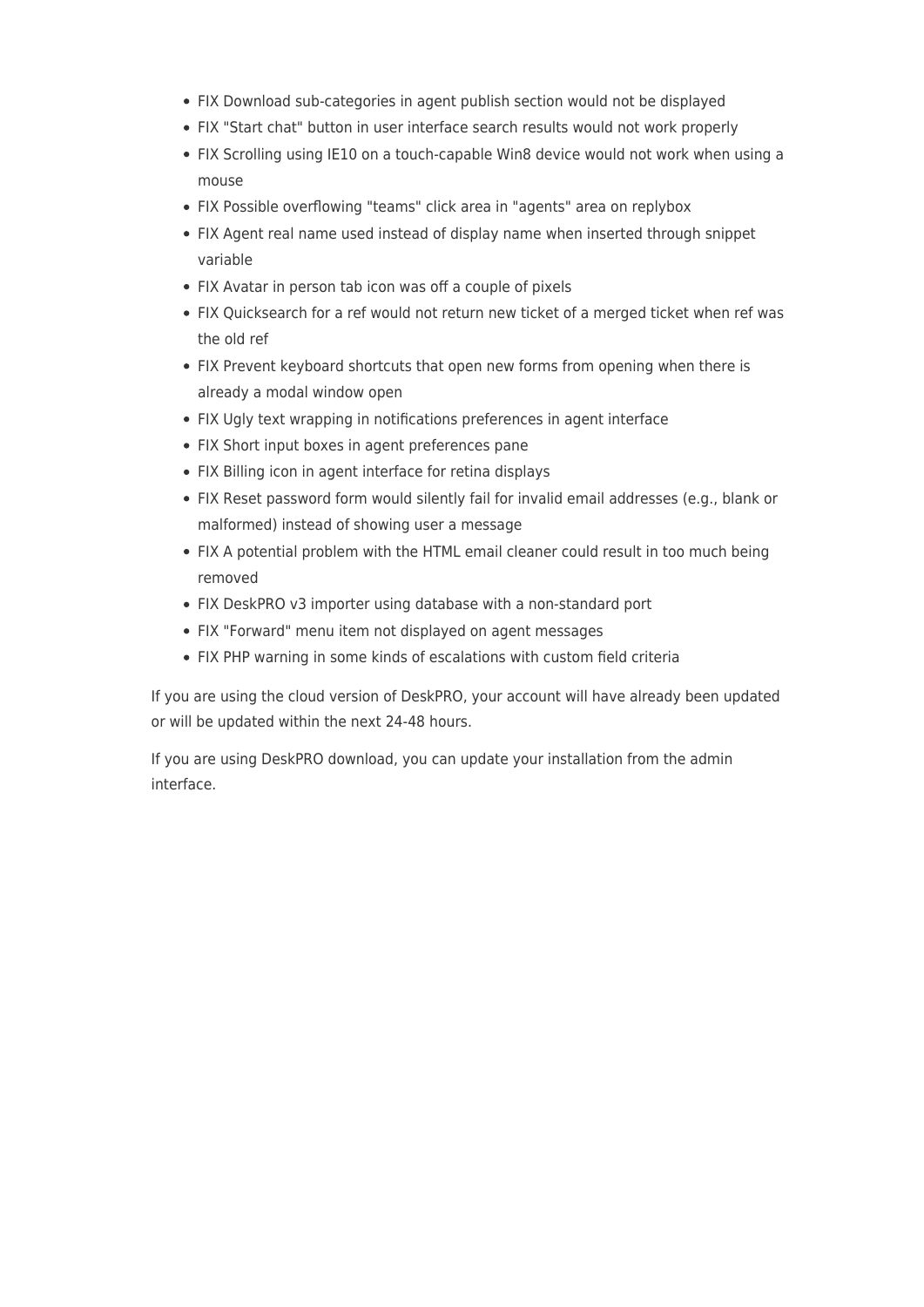- FIX Download sub-categories in agent publish section would not be displayed
- FIX "Start chat" button in user interface search results would not work properly
- FIX Scrolling using IE10 on a touch-capable Win8 device would not work when using a mouse
- FIX Possible overflowing "teams" click area in "agents" area on replybox
- FIX Agent real name used instead of display name when inserted through snippet variable
- FIX Avatar in person tab icon was off a couple of pixels
- FIX Quicksearch for a ref would not return new ticket of a merged ticket when ref was the old ref
- FIX Prevent keyboard shortcuts that open new forms from opening when there is already a modal window open
- FIX Ugly text wrapping in notifications preferences in agent interface
- FIX Short input boxes in agent preferences pane
- FIX Billing icon in agent interface for retina displays
- FIX Reset password form would silently fail for invalid email addresses (e.g., blank or malformed) instead of showing user a message
- FIX A potential problem with the HTML email cleaner could result in too much being removed
- FIX DeskPRO v3 importer using database with a non-standard port
- FIX "Forward" menu item not displayed on agent messages
- FIX PHP warning in some kinds of escalations with custom field criteria

If you are using the cloud version of DeskPRO, your account will have already been updated or will be updated within the next 24-48 hours.

If you are using DeskPRO download, you can update your installation from the admin interface.